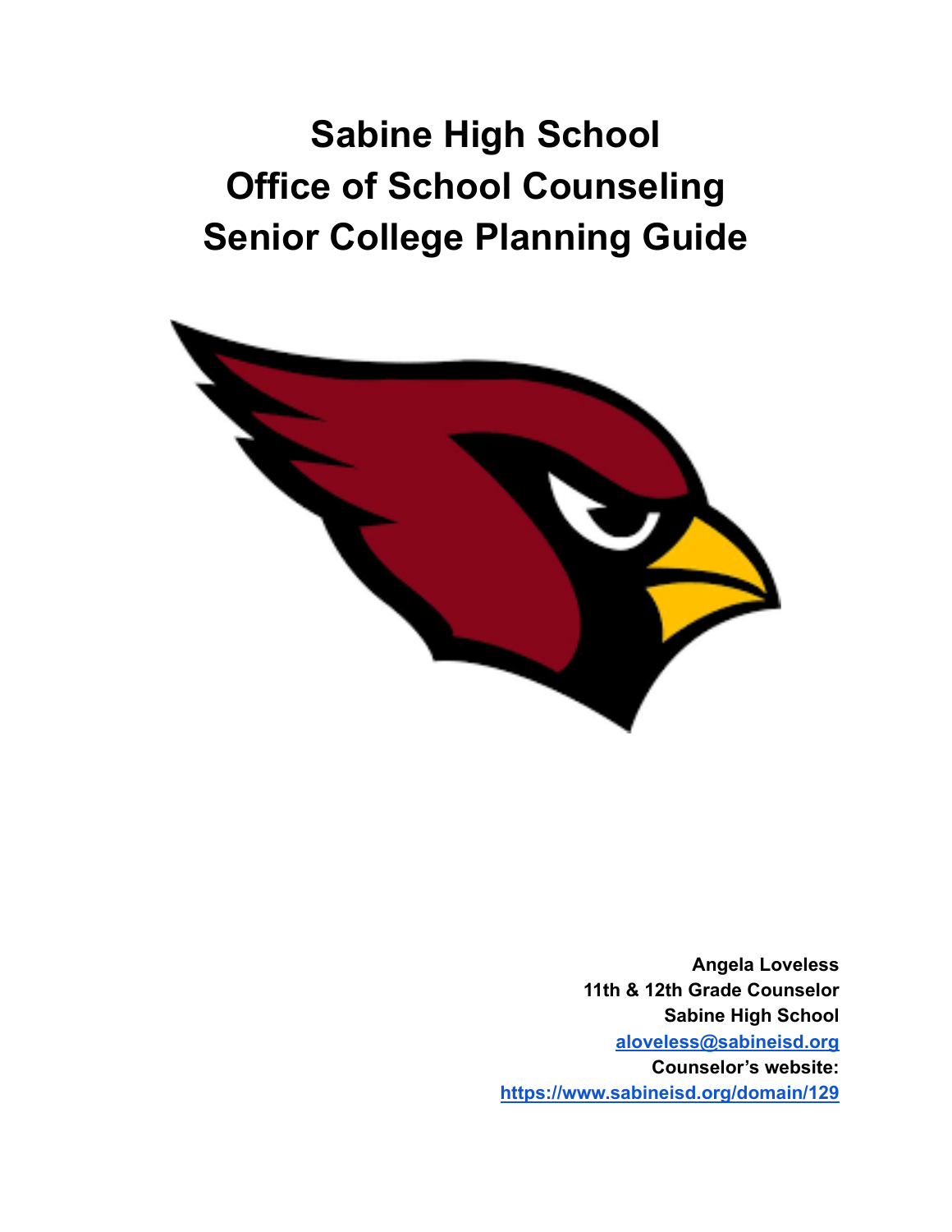# Sabine High School
# Office of School Counseling
# Senior College Planning Guide

**Angela Loveless**
**11th & 12th Grade Counselor**
**Sabine High School**
**[aloveless@sabineisd.org](mailto:aloveless@sabineisd.org)**
**Counselor's website:**
**[https://www.sabineisd.org/domain/129](https://www.sabineisd.org/domain/129)**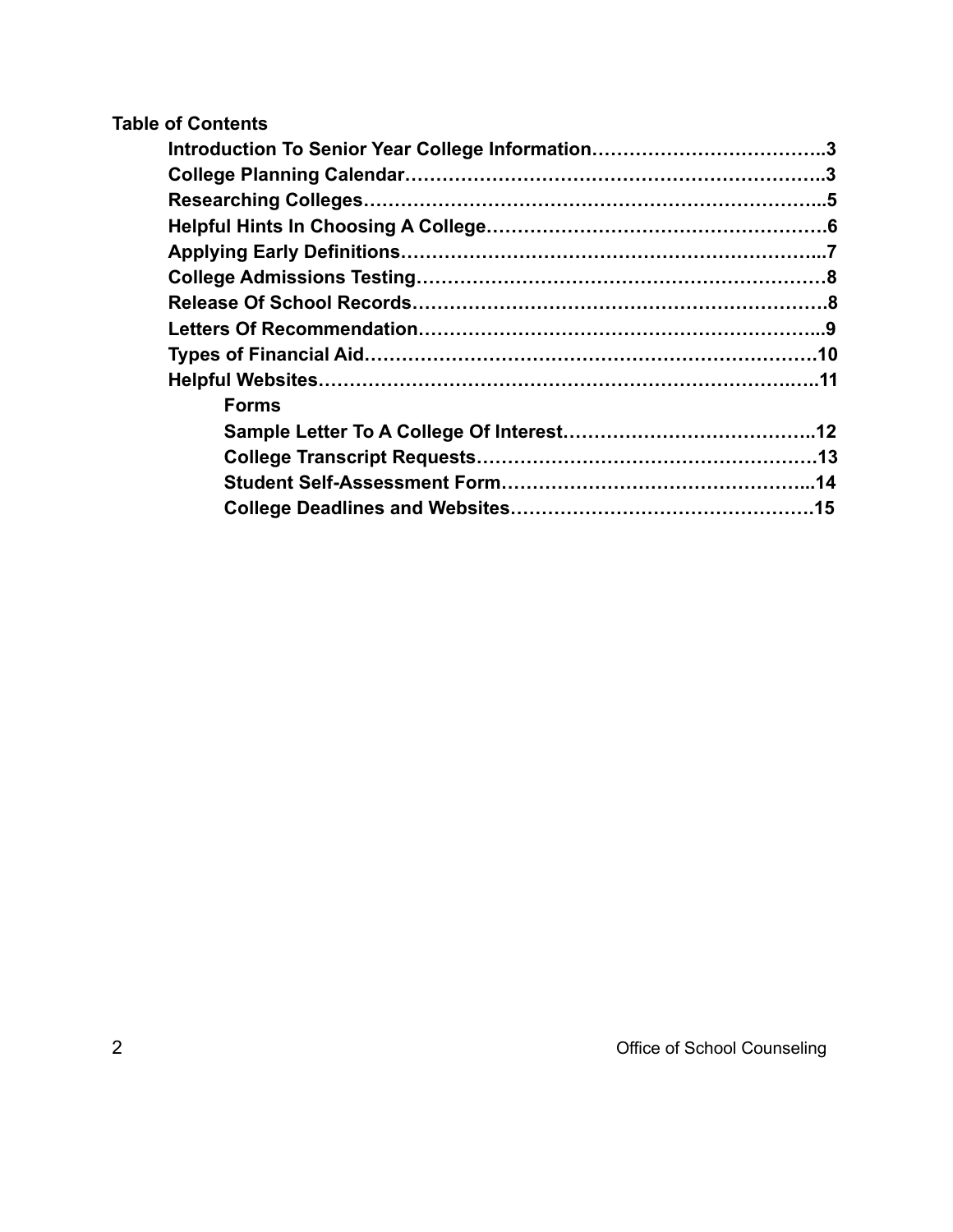**Table of Contents**

- **Introduction To Senior Year College Information………………………………..3**
- **College Planning Calendar…………………………………………………………..3**
- **Researching Colleges………………………………………………………………...5**
- **Helpful Hints In Choosing A College………………………………………………6**
- **Applying Early Definitions…………………………………………………………..7**
- **College Admissions Testing…………………………………………………………8**
- **Release Of School Records…………………………………………………………8**
- **Letters Of Recommendation…………………………………………………………..9**
- **Types of Financial Aid………………………………………………………………10**
- **Helpful Websites………………………………………………………………….…..11**
  - **Forms**
  - **Sample Letter To A College Of Interest…………………………………..12**
  - **College Transcript Requests………………………………………………13**
  - **Student Self-Assessment Form…………………………………………...14**
  - **College Deadlines and Websites………………………………………….15**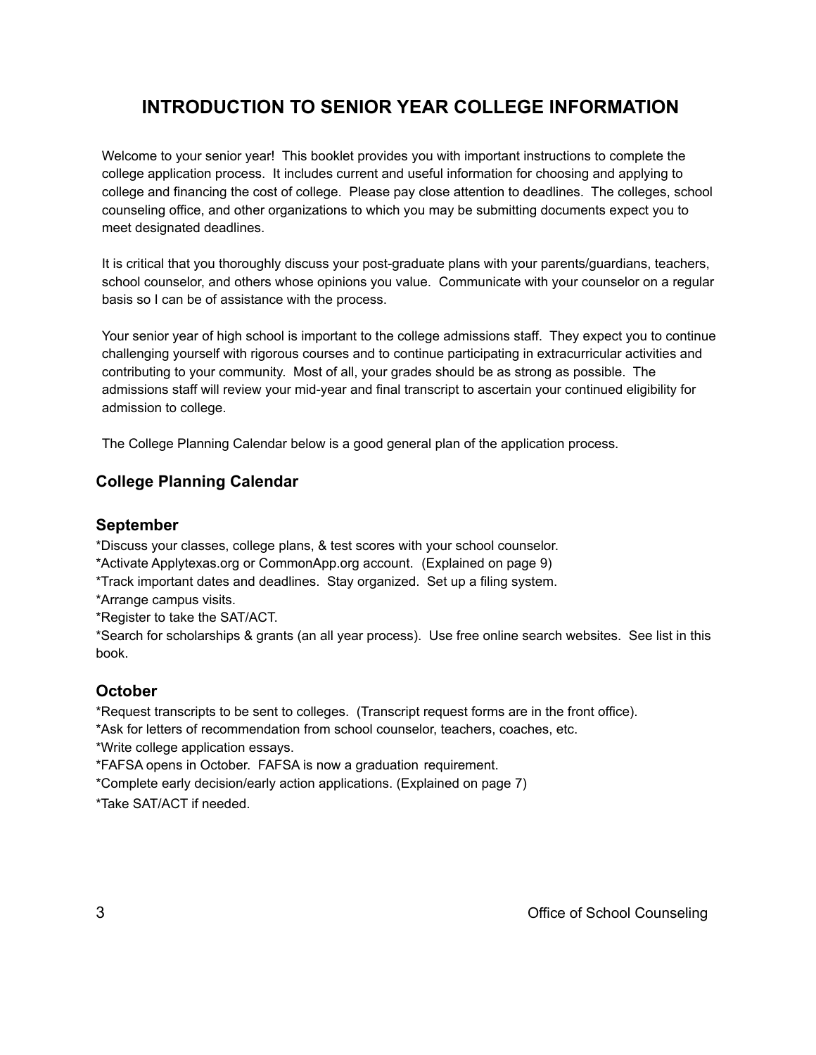# INTRODUCTION TO SENIOR YEAR COLLEGE INFORMATION

Welcome to your senior year! This booklet provides you with important instructions to complete the college application process. It includes current and useful information for choosing and applying to college and financing the cost of college. Please pay close attention to deadlines. The colleges, school counseling office, and other organizations to which you may be submitting documents expect you to meet designated deadlines.

It is critical that you thoroughly discuss your post-graduate plans with your parents/guardians, teachers, school counselor, and others whose opinions you value. Communicate with your counselor on a regular basis so I can be of assistance with the process.

Your senior year of high school is important to the college admissions staff. They expect you to continue challenging yourself with rigorous courses and to continue participating in extracurricular activities and contributing to your community. Most of all, your grades should be as strong as possible. The admissions staff will review your mid-year and final transcript to ascertain your continued eligibility for admission to college.

The College Planning Calendar below is a good general plan of the application process.

## College Planning Calendar

### September

*Discuss your classes, college plans, & test scores with your school counselor.
*Activate Applytexas.org or CommonApp.org account. (Explained on page 9)
*Track important dates and deadlines. Stay organized. Set up a filing system.
*Arrange campus visits.
*Register to take the SAT/ACT.
*Search for scholarships & grants (an all year process). Use free online search websites. See list in this book.

### October

*Request transcripts to be sent to colleges. (Transcript request forms are in the front office).
*Ask for letters of recommendation from school counselor, teachers, coaches, etc.
*Write college application essays.
*FAFSA opens in October. FAFSA is now a graduation requirement.
*Complete early decision/early action applications. (Explained on page 7)
*Take SAT/ACT if needed.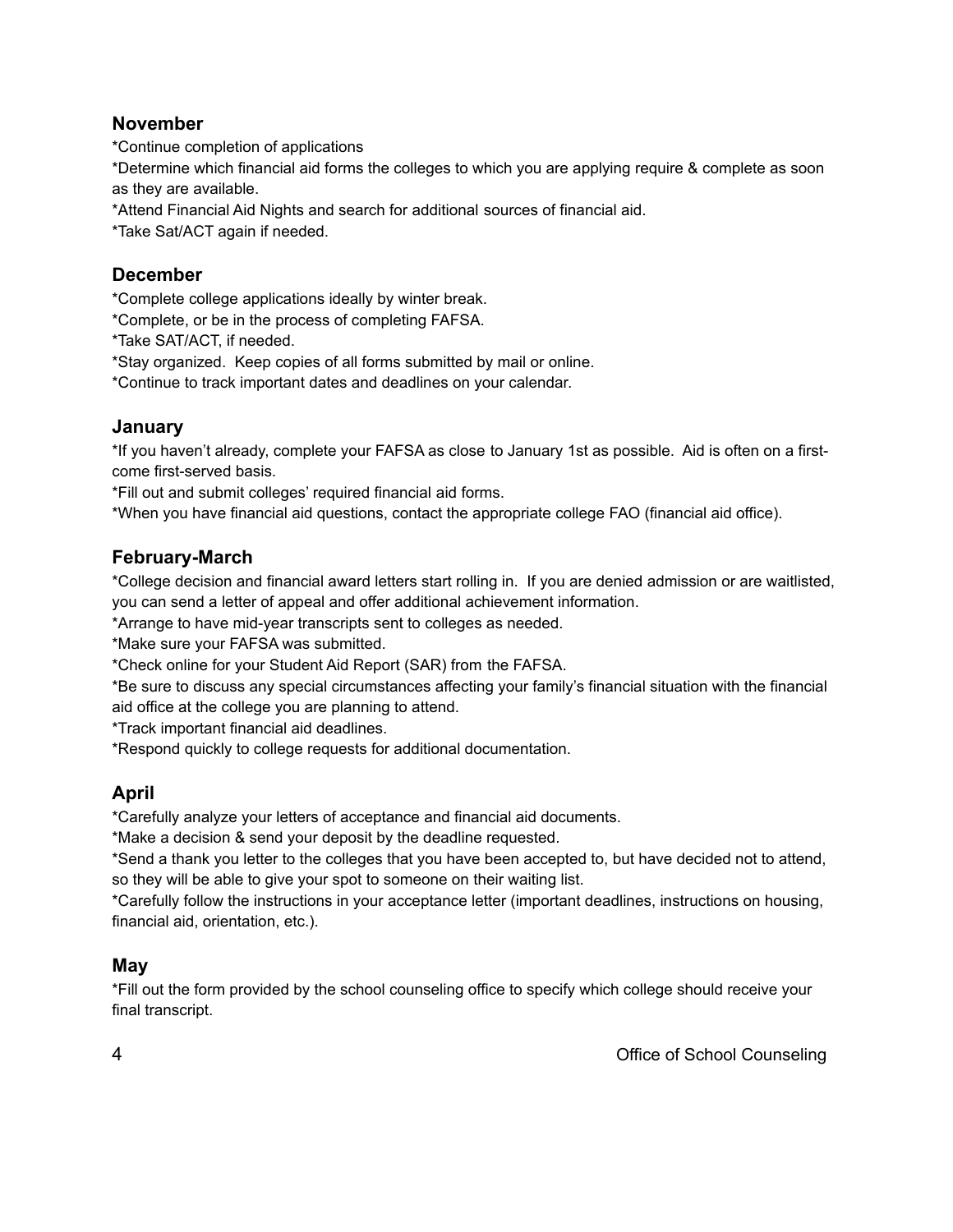### November

*Continue completion of applications

*Determine which financial aid forms the colleges to which you are applying require & complete as soon as they are available.

*Attend Financial Aid Nights and search for additional sources of financial aid.

*Take Sat/ACT again if needed.

### December

*Complete college applications ideally by winter break.

*Complete, or be in the process of completing FAFSA.

*Take SAT/ACT, if needed.

*Stay organized.  Keep copies of all forms submitted by mail or online.

*Continue to track important dates and deadlines on your calendar.

### January

*If you haven't already, complete your FAFSA as close to January 1st as possible.  Aid is often on a first-come first-served basis.

*Fill out and submit colleges' required financial aid forms.

*When you have financial aid questions, contact the appropriate college FAO (financial aid office).

### February-March

*College decision and financial award letters start rolling in.  If you are denied admission or are waitlisted, you can send a letter of appeal and offer additional achievement information.

*Arrange to have mid-year transcripts sent to colleges as needed.

*Make sure your FAFSA was submitted.

*Check online for your Student Aid Report (SAR) from the FAFSA.

*Be sure to discuss any special circumstances affecting your family's financial situation with the financial aid office at the college you are planning to attend.

*Track important financial aid deadlines.

*Respond quickly to college requests for additional documentation.

### April

*Carefully analyze your letters of acceptance and financial aid documents.

*Make a decision & send your deposit by the deadline requested.

*Send a thank you letter to the colleges that you have been accepted to, but have decided not to attend, so they will be able to give your spot to someone on their waiting list.

*Carefully follow the instructions in your acceptance letter (important deadlines, instructions on housing, financial aid, orientation, etc.).

### May

*Fill out the form provided by the school counseling office to specify which college should receive your final transcript.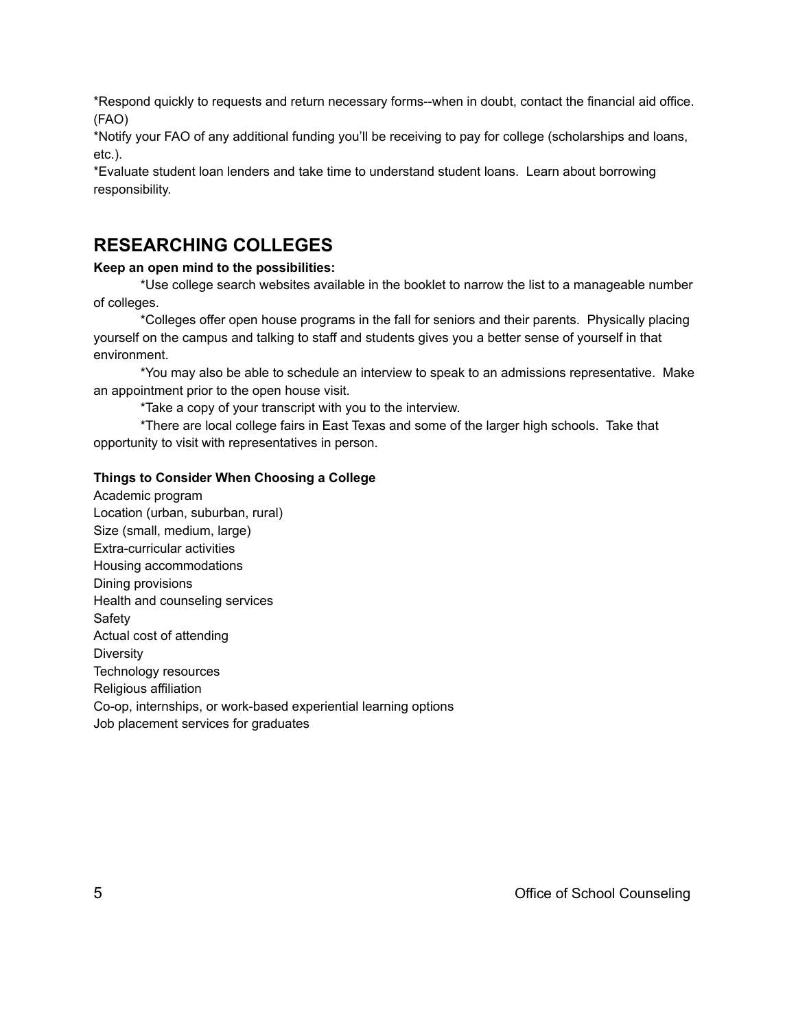*Respond quickly to requests and return necessary forms--when in doubt, contact the financial aid office. (FAO)

*Notify your FAO of any additional funding you'll be receiving to pay for college (scholarships and loans, etc.).

*Evaluate student loan lenders and take time to understand student loans. Learn about borrowing responsibility.

## RESEARCHING COLLEGES

**Keep an open mind to the possibilities:**

*Use college search websites available in the booklet to narrow the list to a manageable number of colleges.

*Colleges offer open house programs in the fall for seniors and their parents. Physically placing yourself on the campus and talking to staff and students gives you a better sense of yourself in that environment.

*You may also be able to schedule an interview to speak to an admissions representative. Make an appointment prior to the open house visit.

*Take a copy of your transcript with you to the interview.

*There are local college fairs in East Texas and some of the larger high schools. Take that opportunity to visit with representatives in person.

**Things to Consider When Choosing a College**

Academic program
Location (urban, suburban, rural)
Size (small, medium, large)
Extra-curricular activities
Housing accommodations
Dining provisions
Health and counseling services
Safety
Actual cost of attending
Diversity
Technology resources
Religious affiliation
Co-op, internships, or work-based experiential learning options
Job placement services for graduates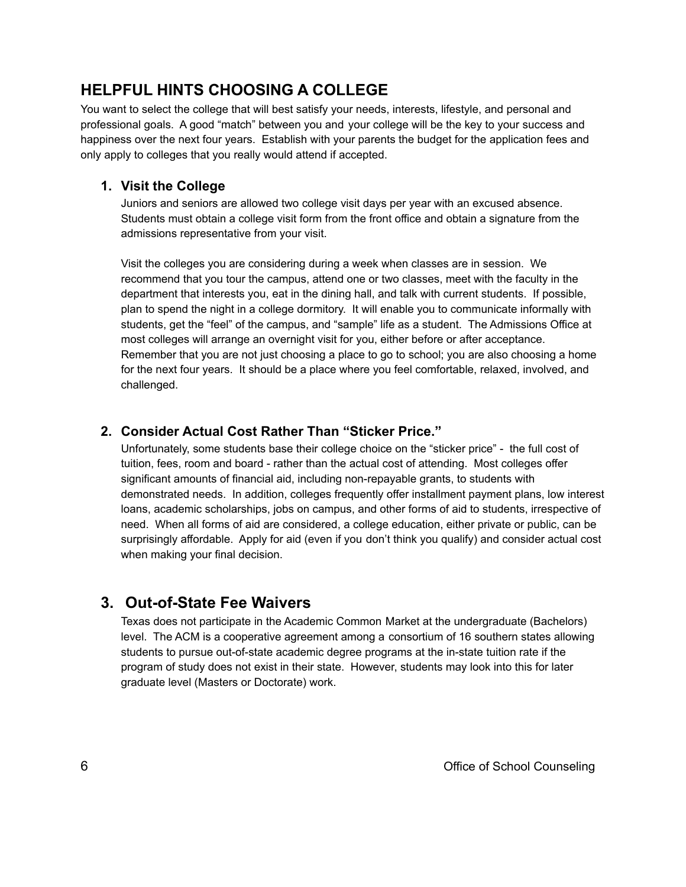## HELPFUL HINTS CHOOSING A COLLEGE

You want to select the college that will best satisfy your needs, interests, lifestyle, and personal and professional goals. A good "match" between you and your college will be the key to your success and happiness over the next four years. Establish with your parents the budget for the application fees and only apply to colleges that you really would attend if accepted.

### 1. Visit the College

Juniors and seniors are allowed two college visit days per year with an excused absence. Students must obtain a college visit form from the front office and obtain a signature from the admissions representative from your visit.

Visit the colleges you are considering during a week when classes are in session. We recommend that you tour the campus, attend one or two classes, meet with the faculty in the department that interests you, eat in the dining hall, and talk with current students. If possible, plan to spend the night in a college dormitory. It will enable you to communicate informally with students, get the "feel" of the campus, and "sample" life as a student. The Admissions Office at most colleges will arrange an overnight visit for you, either before or after acceptance. Remember that you are not just choosing a place to go to school; you are also choosing a home for the next four years. It should be a place where you feel comfortable, relaxed, involved, and challenged.

### 2. Consider Actual Cost Rather Than "Sticker Price."

Unfortunately, some students base their college choice on the "sticker price" - the full cost of tuition, fees, room and board - rather than the actual cost of attending. Most colleges offer significant amounts of financial aid, including non-repayable grants, to students with demonstrated needs. In addition, colleges frequently offer installment payment plans, low interest loans, academic scholarships, jobs on campus, and other forms of aid to students, irrespective of need. When all forms of aid are considered, a college education, either private or public, can be surprisingly affordable. Apply for aid (even if you don't think you qualify) and consider actual cost when making your final decision.

## 3. Out-of-State Fee Waivers

Texas does not participate in the Academic Common Market at the undergraduate (Bachelors) level. The ACM is a cooperative agreement among a consortium of 16 southern states allowing students to pursue out-of-state academic degree programs at the in-state tuition rate if the program of study does not exist in their state. However, students may look into this for later graduate level (Masters or Doctorate) work.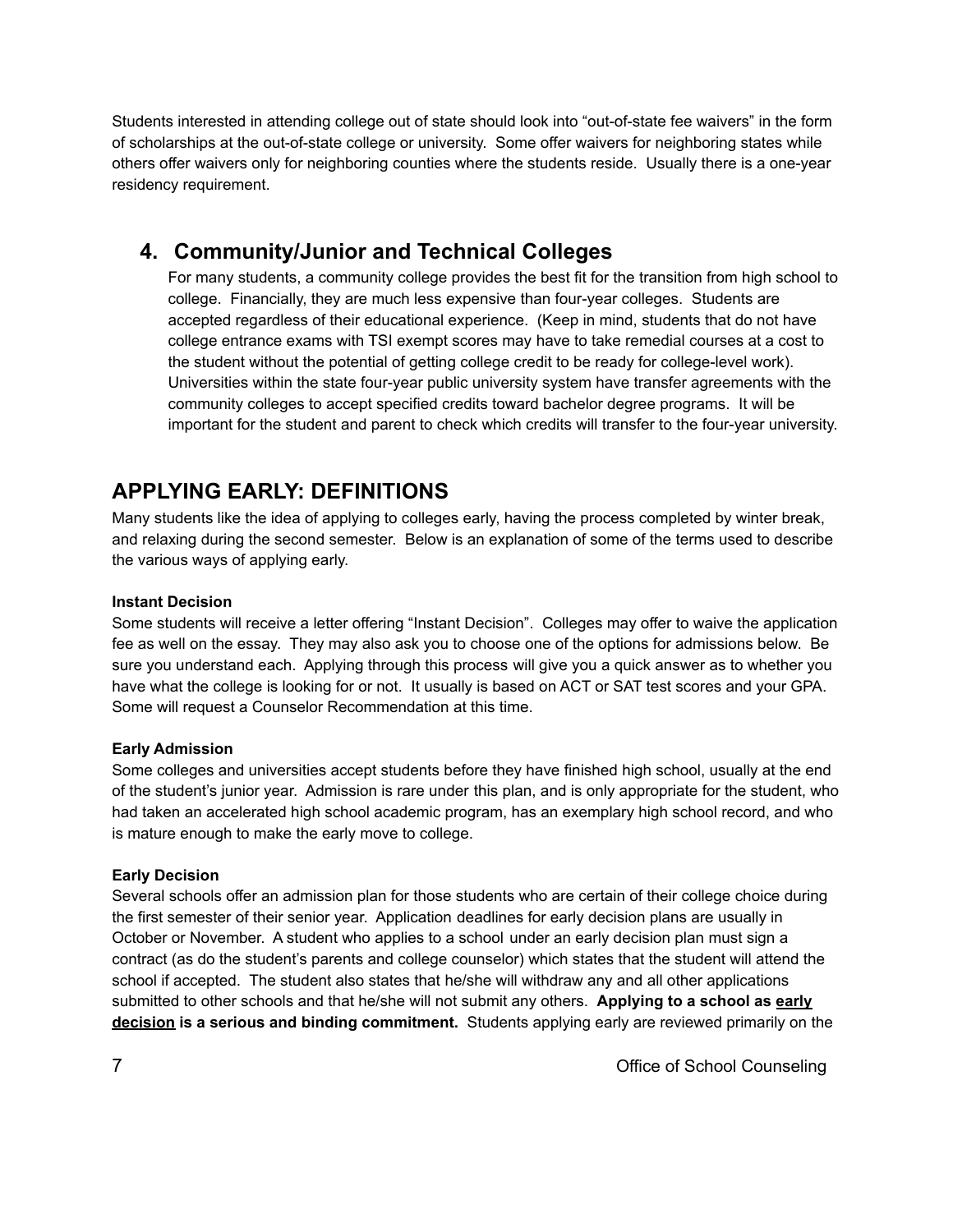Students interested in attending college out of state should look into "out-of-state fee waivers" in the form of scholarships at the out-of-state college or university. Some offer waivers for neighboring states while others offer waivers only for neighboring counties where the students reside. Usually there is a one-year residency requirement.

## 4. Community/Junior and Technical Colleges

For many students, a community college provides the best fit for the transition from high school to college. Financially, they are much less expensive than four-year colleges. Students are accepted regardless of their educational experience. (Keep in mind, students that do not have college entrance exams with TSI exempt scores may have to take remedial courses at a cost to the student without the potential of getting college credit to be ready for college-level work). Universities within the state four-year public university system have transfer agreements with the community colleges to accept specified credits toward bachelor degree programs. It will be important for the student and parent to check which credits will transfer to the four-year university.

## APPLYING EARLY: DEFINITIONS

Many students like the idea of applying to colleges early, having the process completed by winter break, and relaxing during the second semester. Below is an explanation of some of the terms used to describe the various ways of applying early.

**Instant Decision**

Some students will receive a letter offering "Instant Decision". Colleges may offer to waive the application fee as well on the essay. They may also ask you to choose one of the options for admissions below. Be sure you understand each. Applying through this process will give you a quick answer as to whether you have what the college is looking for or not. It usually is based on ACT or SAT test scores and your GPA. Some will request a Counselor Recommendation at this time.

**Early Admission**

Some colleges and universities accept students before they have finished high school, usually at the end of the student's junior year. Admission is rare under this plan, and is only appropriate for the student, who had taken an accelerated high school academic program, has an exemplary high school record, and who is mature enough to make the early move to college.

**Early Decision**

Several schools offer an admission plan for those students who are certain of their college choice during the first semester of their senior year. Application deadlines for early decision plans are usually in October or November. A student who applies to a school under an early decision plan must sign a contract (as do the student's parents and college counselor) which states that the student will attend the school if accepted. The student also states that he/she will withdraw any and all other applications submitted to other schools and that he/she will not submit any others. **Applying to a school as <u>early decision</u> is a serious and binding commitment.** Students applying early are reviewed primarily on the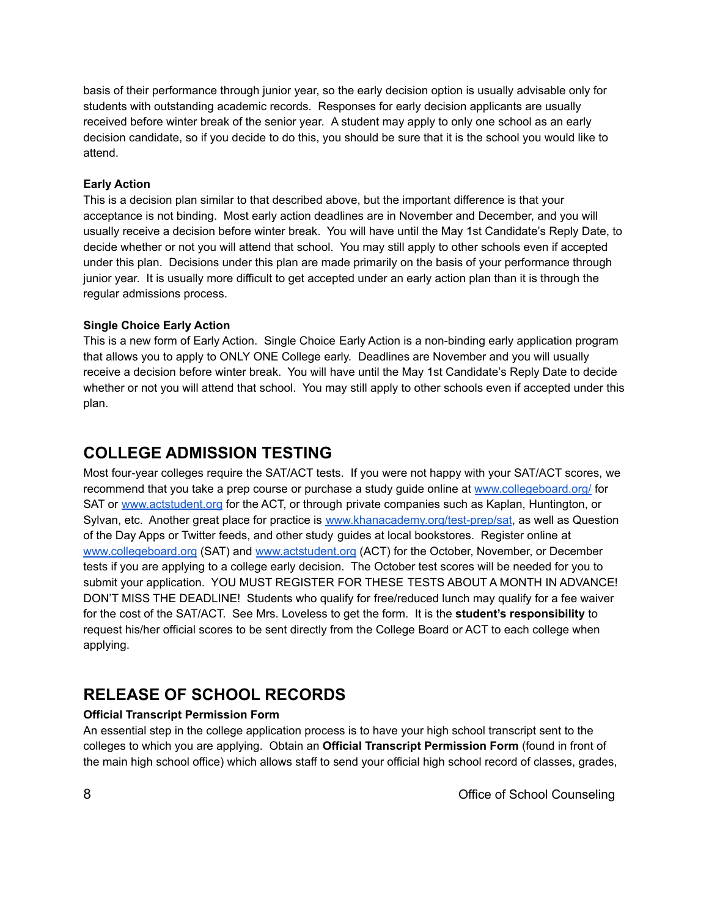basis of their performance through junior year, so the early decision option is usually advisable only for students with outstanding academic records. Responses for early decision applicants are usually received before winter break of the senior year. A student may apply to only one school as an early decision candidate, so if you decide to do this, you should be sure that it is the school you would like to attend.

**Early Action**
This is a decision plan similar to that described above, but the important difference is that your acceptance is not binding. Most early action deadlines are in November and December, and you will usually receive a decision before winter break. You will have until the May 1st Candidate's Reply Date, to decide whether or not you will attend that school. You may still apply to other schools even if accepted under this plan. Decisions under this plan are made primarily on the basis of your performance through junior year. It is usually more difficult to get accepted under an early action plan than it is through the regular admissions process.

**Single Choice Early Action**
This is a new form of Early Action. Single Choice Early Action is a non-binding early application program that allows you to apply to ONLY ONE College early. Deadlines are November and you will usually receive a decision before winter break. You will have until the May 1st Candidate's Reply Date to decide whether or not you will attend that school. You may still apply to other schools even if accepted under this plan.

## COLLEGE ADMISSION TESTING

Most four-year colleges require the SAT/ACT tests. If you were not happy with your SAT/ACT scores, we recommend that you take a prep course or purchase a study guide online at [www.collegeboard.org/](www.collegeboard.org/) for SAT or [www.actstudent.org](www.actstudent.org) for the ACT, or through private companies such as Kaplan, Huntington, or Sylvan, etc. Another great place for practice is [www.khanacademy.org/test-prep/sat](www.khanacademy.org/test-prep/sat), as well as Question of the Day Apps or Twitter feeds, and other study guides at local bookstores. Register online at [www.collegeboard.org](www.collegeboard.org) (SAT) and [www.actstudent.org](www.actstudent.org) (ACT) for the October, November, or December tests if you are applying to a college early decision. The October test scores will be needed for you to submit your application. YOU MUST REGISTER FOR THESE TESTS ABOUT A MONTH IN ADVANCE! DON'T MISS THE DEADLINE! Students who qualify for free/reduced lunch may qualify for a fee waiver for the cost of the SAT/ACT. See Mrs. Loveless to get the form. It is the **student's responsibility** to request his/her official scores to be sent directly from the College Board or ACT to each college when applying.

## RELEASE OF SCHOOL RECORDS

**Official Transcript Permission Form**
An essential step in the college application process is to have your high school transcript sent to the colleges to which you are applying. Obtain an **Official Transcript Permission Form** (found in front of the main high school office) which allows staff to send your official high school record of classes, grades,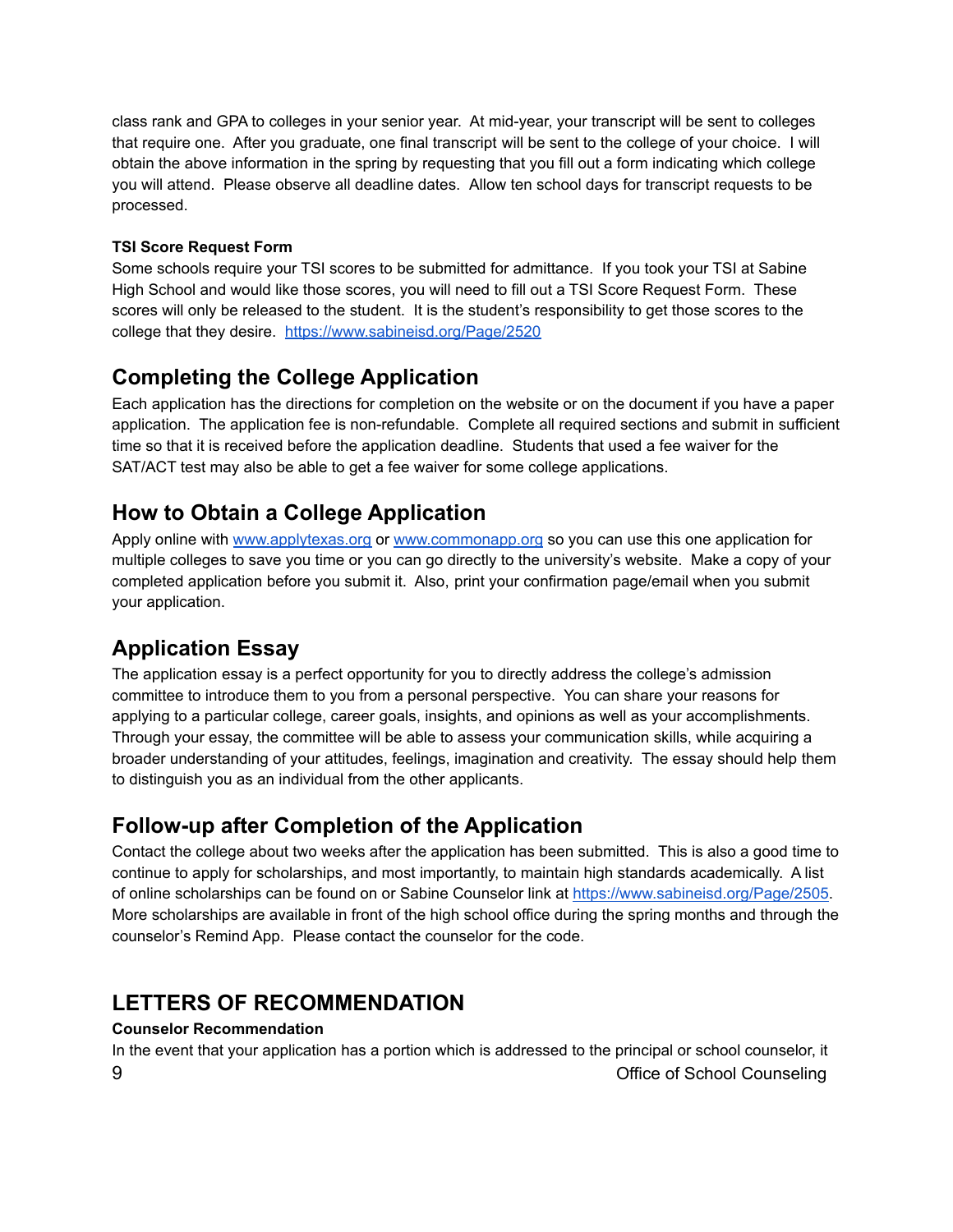class rank and GPA to colleges in your senior year. At mid-year, your transcript will be sent to colleges that require one. After you graduate, one final transcript will be sent to the college of your choice. I will obtain the above information in the spring by requesting that you fill out a form indicating which college you will attend. Please observe all deadline dates. Allow ten school days for transcript requests to be processed.

**TSI Score Request Form**

Some schools require your TSI scores to be submitted for admittance. If you took your TSI at Sabine High School and would like those scores, you will need to fill out a TSI Score Request Form. These scores will only be released to the student. It is the student's responsibility to get those scores to the college that they desire. [https://www.sabineisd.org/Page/2520](https://www.sabineisd.org/Page/2520)

## Completing the College Application

Each application has the directions for completion on the website or on the document if you have a paper application. The application fee is non-refundable. Complete all required sections and submit in sufficient time so that it is received before the application deadline. Students that used a fee waiver for the SAT/ACT test may also be able to get a fee waiver for some college applications.

## How to Obtain a College Application

Apply online with [www.applytexas.org](http://www.applytexas.org) or [www.commonapp.org](http://www.commonapp.org) so you can use this one application for multiple colleges to save you time or you can go directly to the university's website. Make a copy of your completed application before you submit it. Also, print your confirmation page/email when you submit your application.

## Application Essay

The application essay is a perfect opportunity for you to directly address the college's admission committee to introduce them to you from a personal perspective. You can share your reasons for applying to a particular college, career goals, insights, and opinions as well as your accomplishments. Through your essay, the committee will be able to assess your communication skills, while acquiring a broader understanding of your attitudes, feelings, imagination and creativity. The essay should help them to distinguish you as an individual from the other applicants.

## Follow-up after Completion of the Application

Contact the college about two weeks after the application has been submitted. This is also a good time to continue to apply for scholarships, and most importantly, to maintain high standards academically. A list of online scholarships can be found on or Sabine Counselor link at [https://www.sabineisd.org/Page/2505](https://www.sabineisd.org/Page/2505). More scholarships are available in front of the high school office during the spring months and through the counselor's Remind App. Please contact the counselor for the code.

## LETTERS OF RECOMMENDATION

**Counselor Recommendation**

In the event that your application has a portion which is addressed to the principal or school counselor, it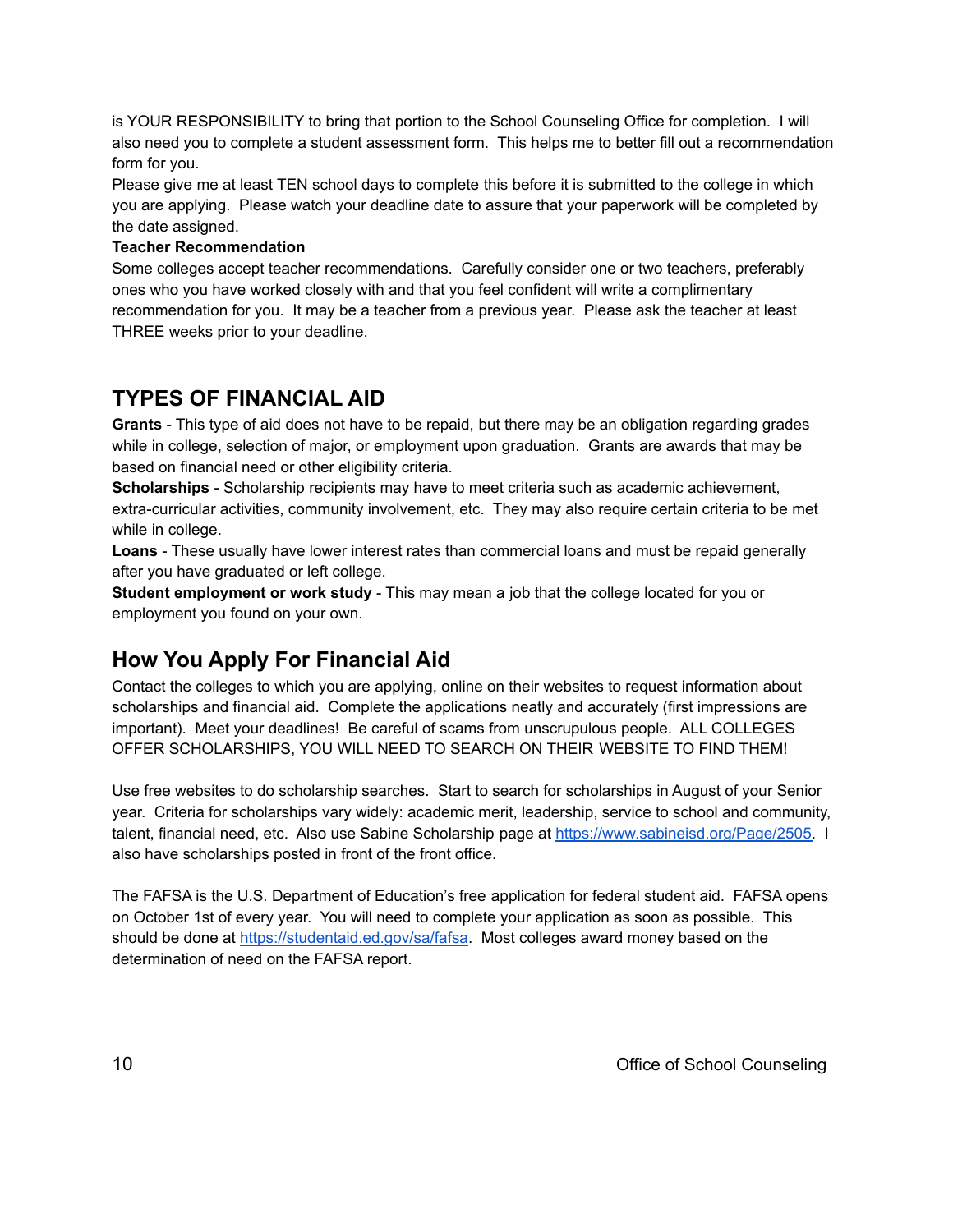is YOUR RESPONSIBILITY to bring that portion to the School Counseling Office for completion. I will also need you to complete a student assessment form. This helps me to better fill out a recommendation form for you.

Please give me at least TEN school days to complete this before it is submitted to the college in which you are applying. Please watch your deadline date to assure that your paperwork will be completed by the date assigned.

**Teacher Recommendation**

Some colleges accept teacher recommendations. Carefully consider one or two teachers, preferably ones who you have worked closely with and that you feel confident will write a complimentary recommendation for you. It may be a teacher from a previous year. Please ask the teacher at least THREE weeks prior to your deadline.

# TYPES OF FINANCIAL AID

**Grants** - This type of aid does not have to be repaid, but there may be an obligation regarding grades while in college, selection of major, or employment upon graduation. Grants are awards that may be based on financial need or other eligibility criteria.

**Scholarships** - Scholarship recipients may have to meet criteria such as academic achievement, extra-curricular activities, community involvement, etc. They may also require certain criteria to be met while in college.

**Loans** - These usually have lower interest rates than commercial loans and must be repaid generally after you have graduated or left college.

**Student employment or work study** - This may mean a job that the college located for you or employment you found on your own.

## How You Apply For Financial Aid

Contact the colleges to which you are applying, online on their websites to request information about scholarships and financial aid. Complete the applications neatly and accurately (first impressions are important). Meet your deadlines! Be careful of scams from unscrupulous people. ALL COLLEGES OFFER SCHOLARSHIPS, YOU WILL NEED TO SEARCH ON THEIR WEBSITE TO FIND THEM!

Use free websites to do scholarship searches. Start to search for scholarships in August of your Senior year. Criteria for scholarships vary widely: academic merit, leadership, service to school and community, talent, financial need, etc. Also use Sabine Scholarship page at [https://www.sabineisd.org/Page/2505](https://www.sabineisd.org/Page/2505). I also have scholarships posted in front of the front office.

The FAFSA is the U.S. Department of Education's free application for federal student aid. FAFSA opens on October 1st of every year. You will need to complete your application as soon as possible. This should be done at [https://studentaid.ed.gov/sa/fafsa](https://studentaid.ed.gov/sa/fafsa). Most colleges award money based on the determination of need on the FAFSA report.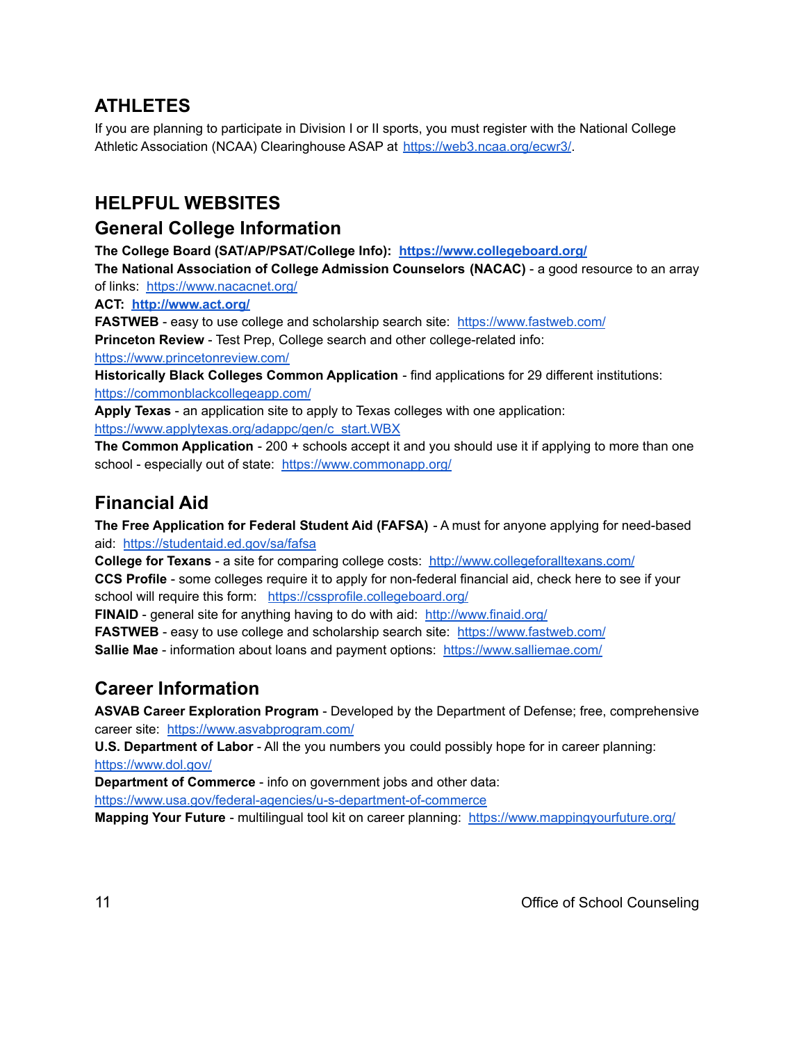## ATHLETES

If you are planning to participate in Division I or II sports, you must register with the National College Athletic Association (NCAA) Clearinghouse ASAP at https://web3.ncaa.org/ecwr3/.

## HELPFUL WEBSITES

### General College Information

**The College Board (SAT/AP/PSAT/College Info): https://www.collegeboard.org/**
**The National Association of College Admission Counselors (NACAC)** - a good resource to an array of links: https://www.nacacnet.org/
**ACT: http://www.act.org/**
**FASTWEB** - easy to use college and scholarship search site: https://www.fastweb.com/
**Princeton Review** - Test Prep, College search and other college-related info: https://www.princetonreview.com/
**Historically Black Colleges Common Application** - find applications for 29 different institutions: https://commonblackcollegeapp.com/
**Apply Texas** - an application site to apply to Texas colleges with one application: https://www.applytexas.org/adappc/gen/c_start.WBX
**The Common Application** - 200 + schools accept it and you should use it if applying to more than one school - especially out of state: https://www.commonapp.org/

### Financial Aid

**The Free Application for Federal Student Aid (FAFSA)** - A must for anyone applying for need-based aid: https://studentaid.ed.gov/sa/fafsa
**College for Texans** - a site for comparing college costs: http://www.collegeforalltexans.com/
**CCS Profile** - some colleges require it to apply for non-federal financial aid, check here to see if your school will require this form: https://cssprofile.collegeboard.org/
**FINAID** - general site for anything having to do with aid: http://www.finaid.org/
**FASTWEB** - easy to use college and scholarship search site: https://www.fastweb.com/
**Sallie Mae** - information about loans and payment options: https://www.salliemae.com/

### Career Information

**ASVAB Career Exploration Program** - Developed by the Department of Defense; free, comprehensive career site: https://www.asvabprogram.com/
**U.S. Department of Labor** - All the you numbers you could possibly hope for in career planning: https://www.dol.gov/
**Department of Commerce** - info on government jobs and other data: https://www.usa.gov/federal-agencies/u-s-department-of-commerce
**Mapping Your Future** - multilingual tool kit on career planning: https://www.mappingyourfuture.org/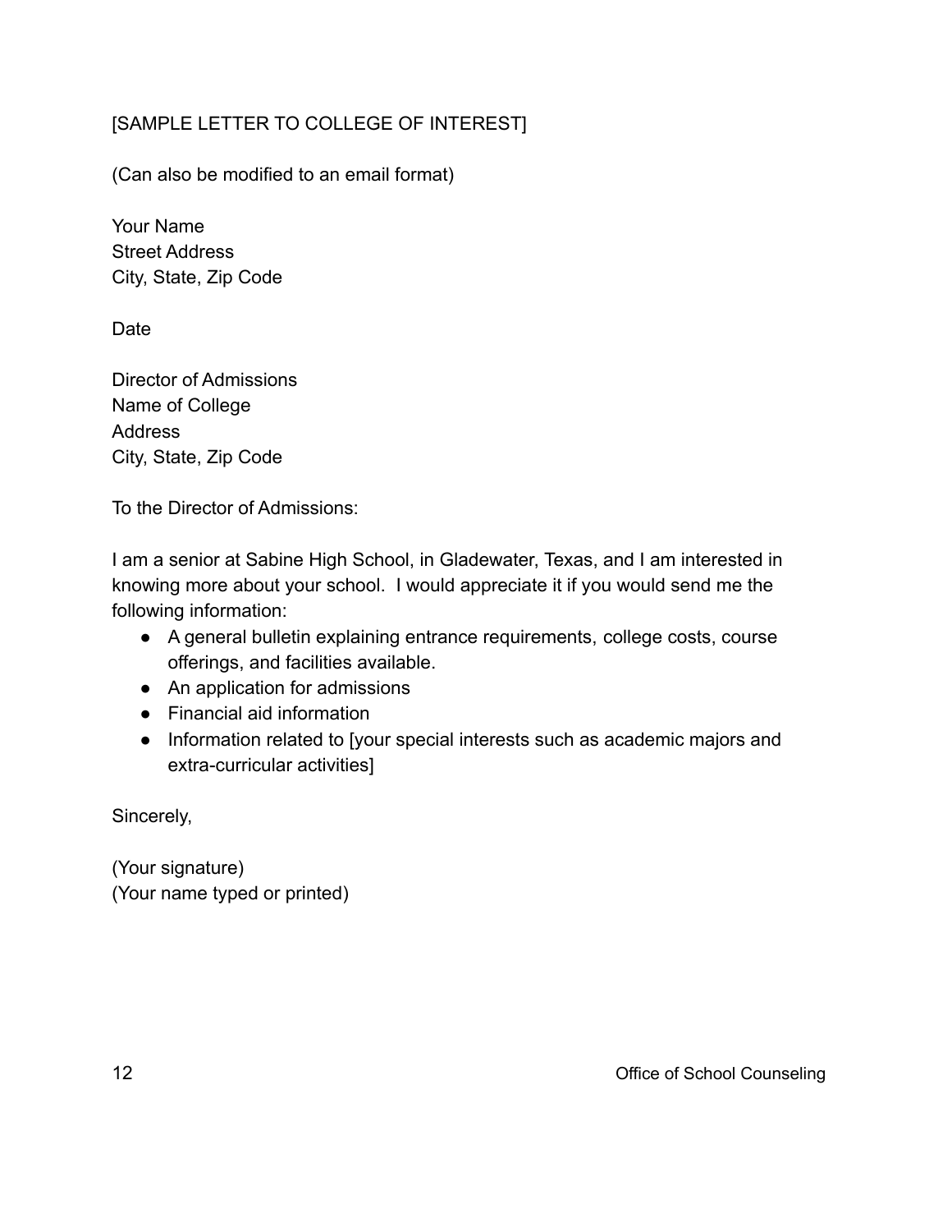[SAMPLE LETTER TO COLLEGE OF INTEREST]

(Can also be modified to an email format)

Your Name
Street Address
City, State, Zip Code

Date

Director of Admissions
Name of College
Address
City, State, Zip Code

To the Director of Admissions:

I am a senior at Sabine High School, in Gladewater, Texas, and I am interested in knowing more about your school. I would appreciate it if you would send me the following information:

- A general bulletin explaining entrance requirements, college costs, course offerings, and facilities available.
- An application for admissions
- Financial aid information
- Information related to [your special interests such as academic majors and extra-curricular activities]

Sincerely,

(Your signature)
(Your name typed or printed)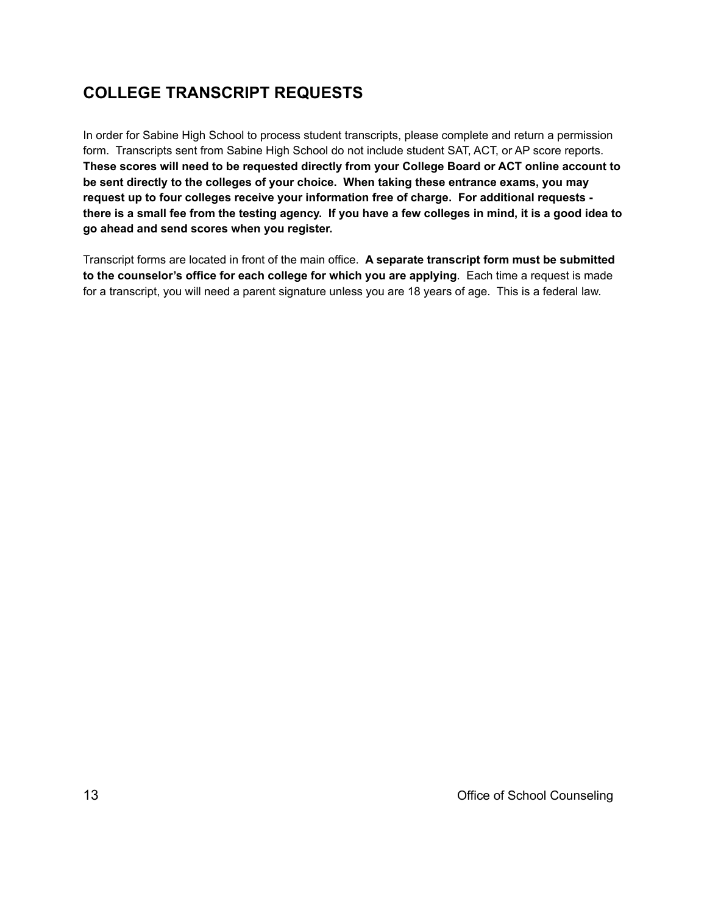## COLLEGE TRANSCRIPT REQUESTS

In order for Sabine High School to process student transcripts, please complete and return a permission form. Transcripts sent from Sabine High School do not include student SAT, ACT, or AP score reports. **These scores will need to be requested directly from your College Board or ACT online account to be sent directly to the colleges of your choice. When taking these entrance exams, you may request up to four colleges receive your information free of charge. For additional requests - there is a small fee from the testing agency. If you have a few colleges in mind, it is a good idea to go ahead and send scores when you register.**

Transcript forms are located in front of the main office. **A separate transcript form must be submitted to the counselor's office for each college for which you are applying**. Each time a request is made for a transcript, you will need a parent signature unless you are 18 years of age. This is a federal law.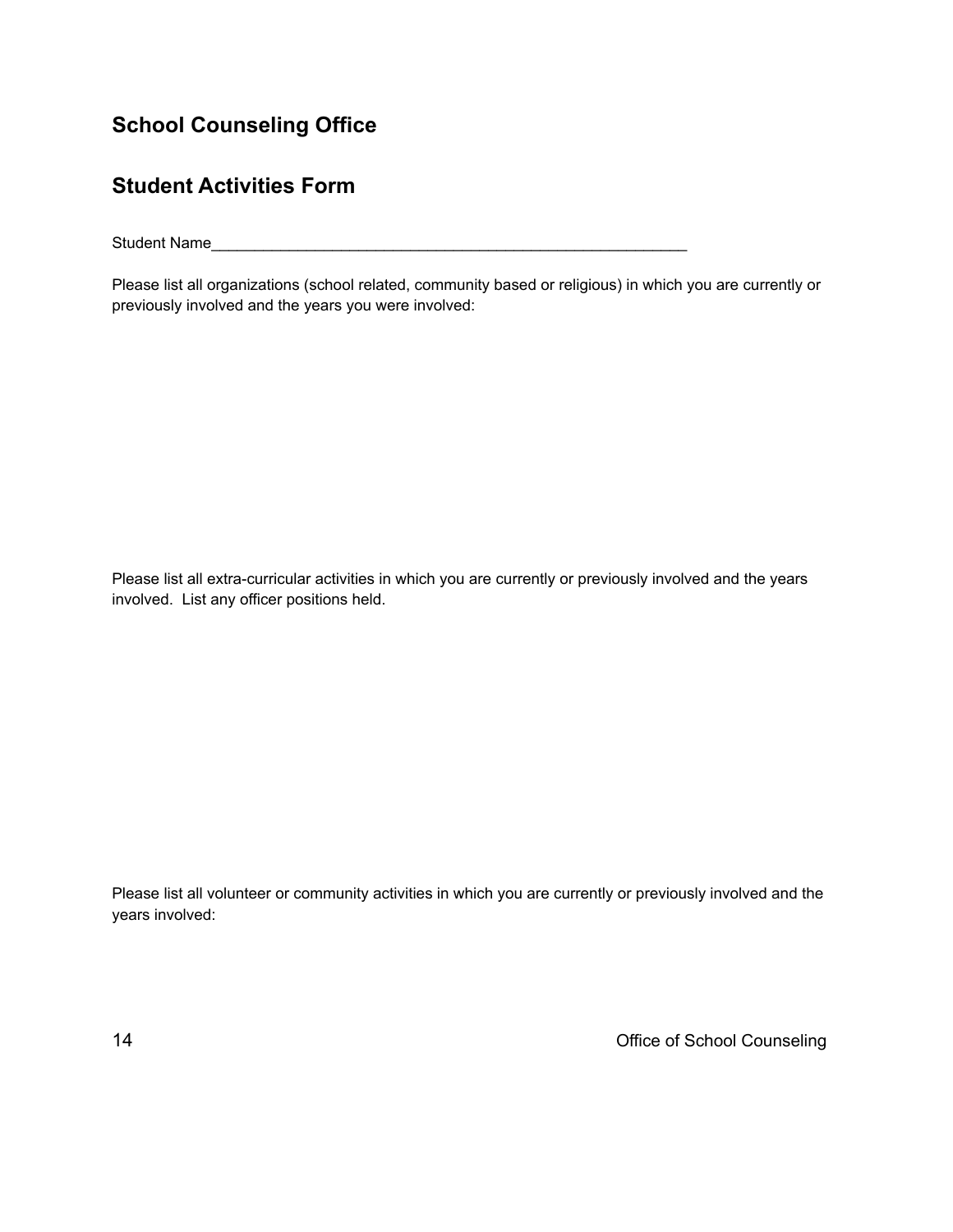## School Counseling Office

## Student Activities Form

Student Name___________________________________________________________

Please list all organizations (school related, community based or religious) in which you are currently or previously involved and the years you were involved:

Please list all extra-curricular activities in which you are currently or previously involved and the years involved. List any officer positions held.

Please list all volunteer or community activities in which you are currently or previously involved and the years involved: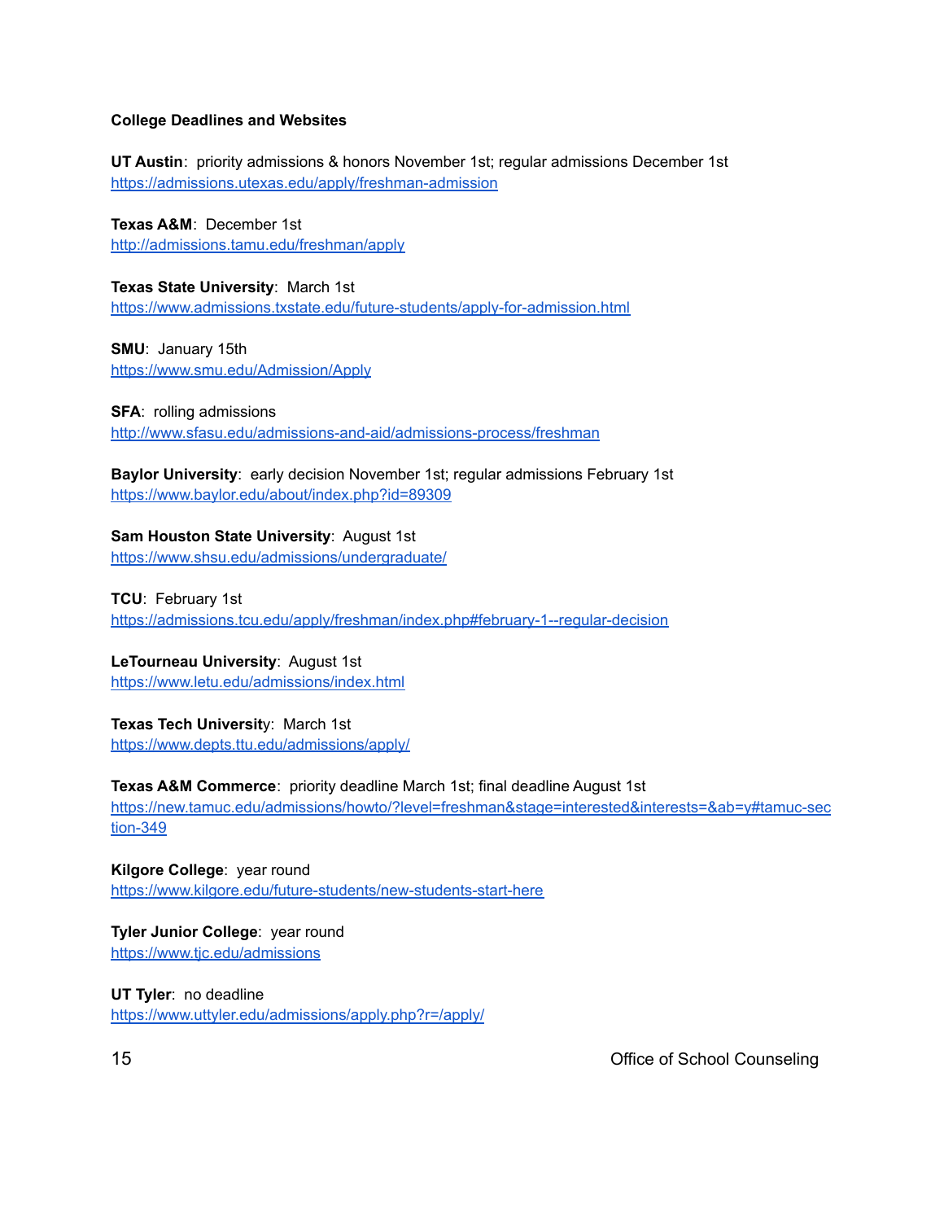**College Deadlines and Websites**

**UT Austin**: priority admissions & honors November 1st; regular admissions December 1st
https://admissions.utexas.edu/apply/freshman-admission

**Texas A&M**: December 1st
http://admissions.tamu.edu/freshman/apply

**Texas State University**: March 1st
https://www.admissions.txstate.edu/future-students/apply-for-admission.html

**SMU**: January 15th
https://www.smu.edu/Admission/Apply

**SFA**: rolling admissions
http://www.sfasu.edu/admissions-and-aid/admissions-process/freshman

**Baylor University**: early decision November 1st; regular admissions February 1st
https://www.baylor.edu/about/index.php?id=89309

**Sam Houston State University**: August 1st
https://www.shsu.edu/admissions/undergraduate/

**TCU**: February 1st
https://admissions.tcu.edu/apply/freshman/index.php#february-1--regular-decision

**LeTourneau University**: August 1st
https://www.letu.edu/admissions/index.html

**Texas Tech Universit**y: March 1st
https://www.depts.ttu.edu/admissions/apply/

**Texas A&M Commerce**: priority deadline March 1st; final deadline August 1st
https://new.tamuc.edu/admissions/howto/?level=freshman&stage=interested&interests=&ab=y#tamuc-section-349

**Kilgore College**: year round
https://www.kilgore.edu/future-students/new-students-start-here

**Tyler Junior College**: year round
https://www.tjc.edu/admissions

**UT Tyler**: no deadline
https://www.uttyler.edu/admissions/apply.php?r=/apply/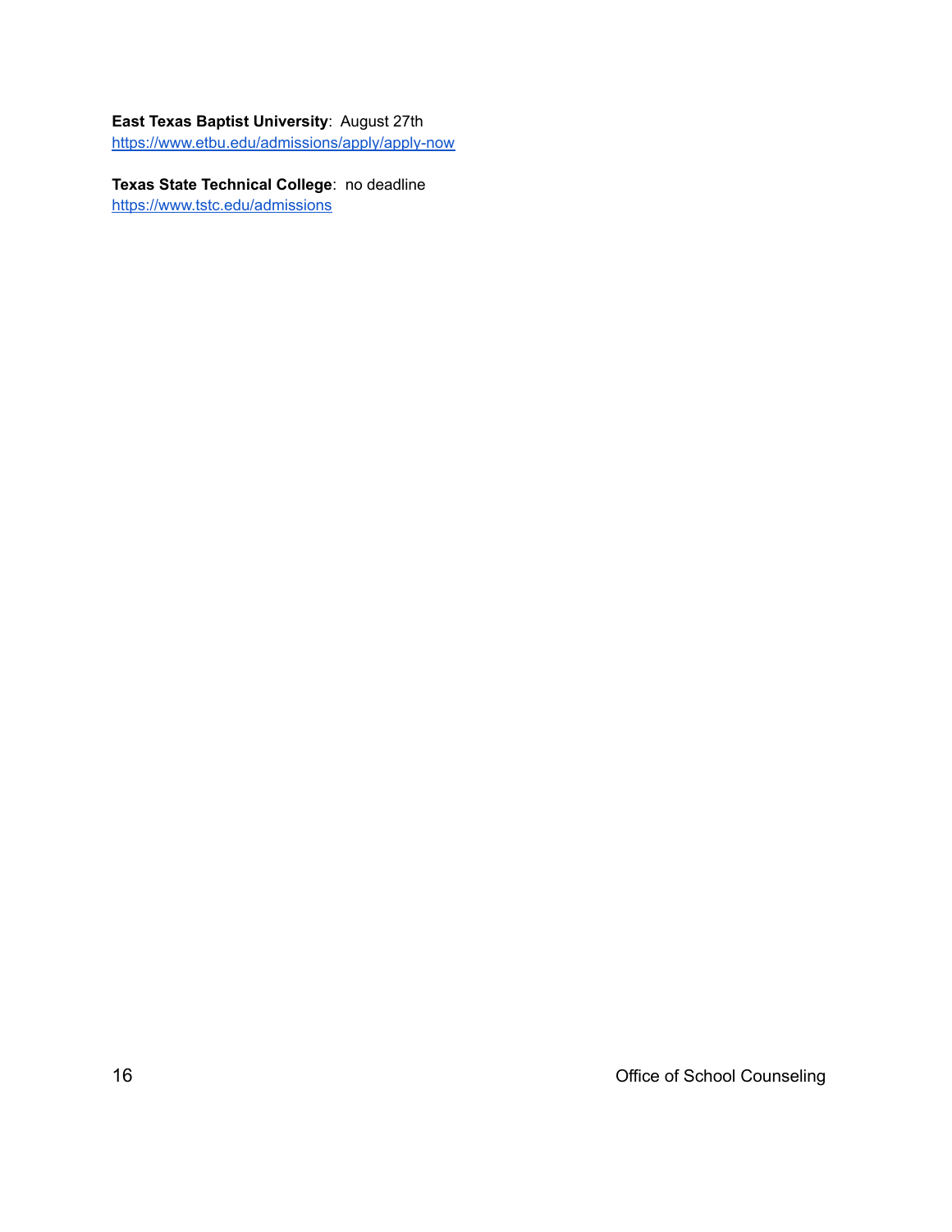**East Texas Baptist University**: August 27th
https://www.etbu.edu/admissions/apply/apply-now

**Texas State Technical College**: no deadline
https://www.tstc.edu/admissions